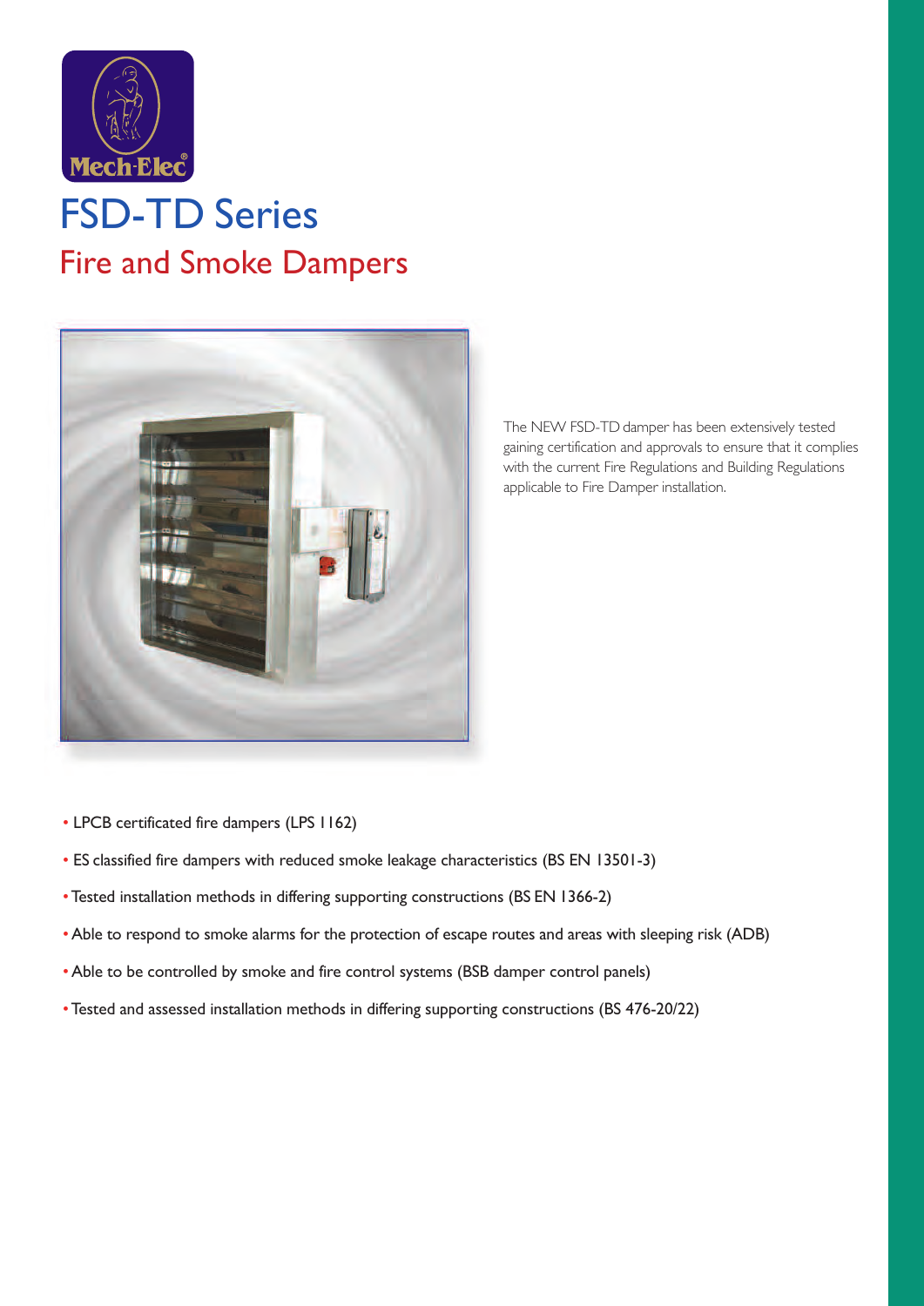Mech-Elec®

# FSD-TD Series

## Fire and Smoke Dampers

The NEW FSD-TD damper has been extensively tested gaining certification and approvals to ensure that it complies with the current Fire Regulations and Building Regulations applicable to Fire Damper installation.

- LPCB certificated fire dampers (LPS 1162)
- ES classified fire dampers with reduced smoke leakage characteristics (BS EN 13501-3)
- Tested installation methods in differing supporting constructions (BS EN 1366-2)
- Able to respond to smoke alarms for the protection of escape routes and areas with sleeping risk (ADB)
- Able to be controlled by smoke and fire control systems (BSB damper control panels)
- Tested and assessed installation methods in differing supporting constructions (BS 476-20/22)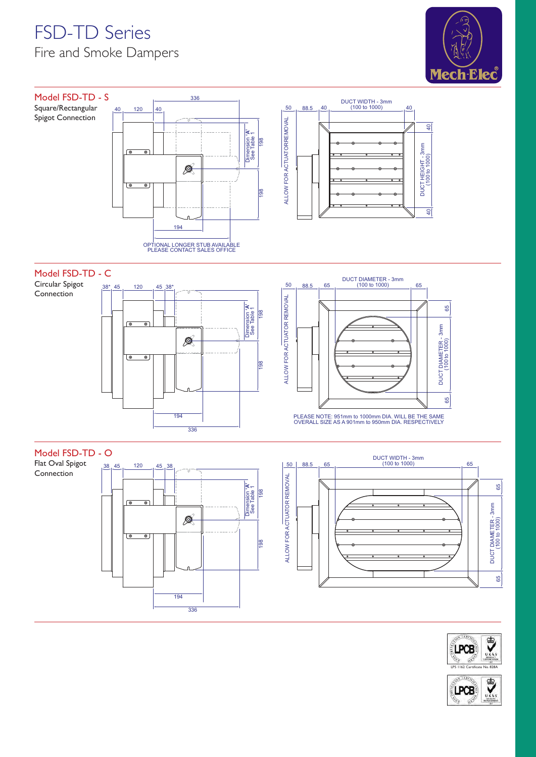# FSD-TD Series

## Fire and Smoke Dampers

### Model FSD-TD - S

Square/Rectangular Spigot Connection

336

40 120 40

Dimension 'A' See Table 1

198

198

194

OPTIONAL LONGER STUB AVAILABLE
PLEASE CONTACT SALES OFFICE

50 88.5 40

DUCT WIDTH - 3mm
(100 to 1000)

40

ALLOW FOR ACTUATOR REMOVAL

40

DUCT HEIGHT - 3mm
(100 to 1000)

40

### Model FSD-TD - C

Circular Spigot Connection

38* 45 120 45 38*

Dimension 'A' See Table 1

198

198

194

336

50 88.5 65

DUCT DIAMETER - 3mm
(100 to 1000)

65

ALLOW FOR ACTUATOR REMOVAL

65

DUCT DIAMETER - 3mm
(100 to 1000)

65

PLEASE NOTE: 951mm to 1000mm DIA. WILL BE THE SAME OVERALL SIZE AS A 901mm to 950mm DIA. RESPECTIVELY

### Model FSD-TD - O

Flat Oval Spigot Connection

38 45 120 45 38

Dimension 'A' See Table 1

198

198

194

336

50 88.5 65

DUCT WIDTH - 3mm
(100 to 1000)

65

ALLOW FOR ACTUATOR REMOVAL

65

DUCT DIAMETER - 3mm
(100 to 1000)

65

LPS 1162 Certificate No. 828A